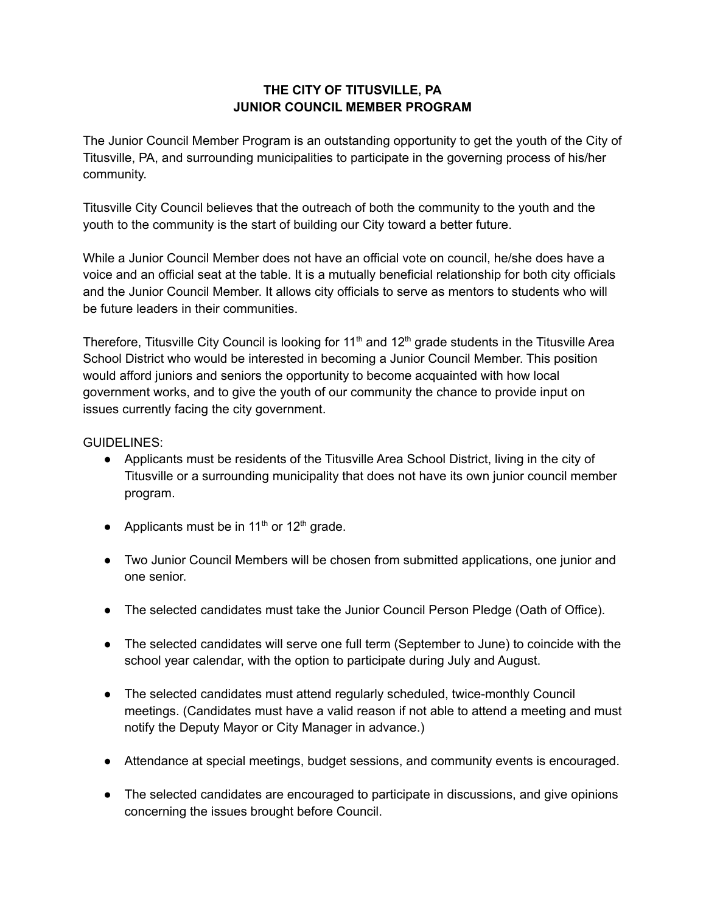# THE CITY OF TITUSVILLE, PA
# JUNIOR COUNCIL MEMBER PROGRAM

The Junior Council Member Program is an outstanding opportunity to get the youth of the City of Titusville, PA, and surrounding municipalities to participate in the governing process of his/her community.

Titusville City Council believes that the outreach of both the community to the youth and the youth to the community is the start of building our City toward a better future.

While a Junior Council Member does not have an official vote on council, he/she does have a voice and an official seat at the table. It is a mutually beneficial relationship for both city officials and the Junior Council Member. It allows city officials to serve as mentors to students who will be future leaders in their communities.

Therefore, Titusville City Council is looking for 11th and 12th grade students in the Titusville Area School District who would be interested in becoming a Junior Council Member. This position would afford juniors and seniors the opportunity to become acquainted with how local government works, and to give the youth of our community the chance to provide input on issues currently facing the city government.

GUIDELINES:

- Applicants must be residents of the Titusville Area School District, living in the city of Titusville or a surrounding municipality that does not have its own junior council member program.
- Applicants must be in 11th or 12th grade.
- Two Junior Council Members will be chosen from submitted applications, one junior and one senior.
- The selected candidates must take the Junior Council Person Pledge (Oath of Office).
- The selected candidates will serve one full term (September to June) to coincide with the school year calendar, with the option to participate during July and August.
- The selected candidates must attend regularly scheduled, twice-monthly Council meetings. (Candidates must have a valid reason if not able to attend a meeting and must notify the Deputy Mayor or City Manager in advance.)
- Attendance at special meetings, budget sessions, and community events is encouraged.
- The selected candidates are encouraged to participate in discussions, and give opinions concerning the issues brought before Council.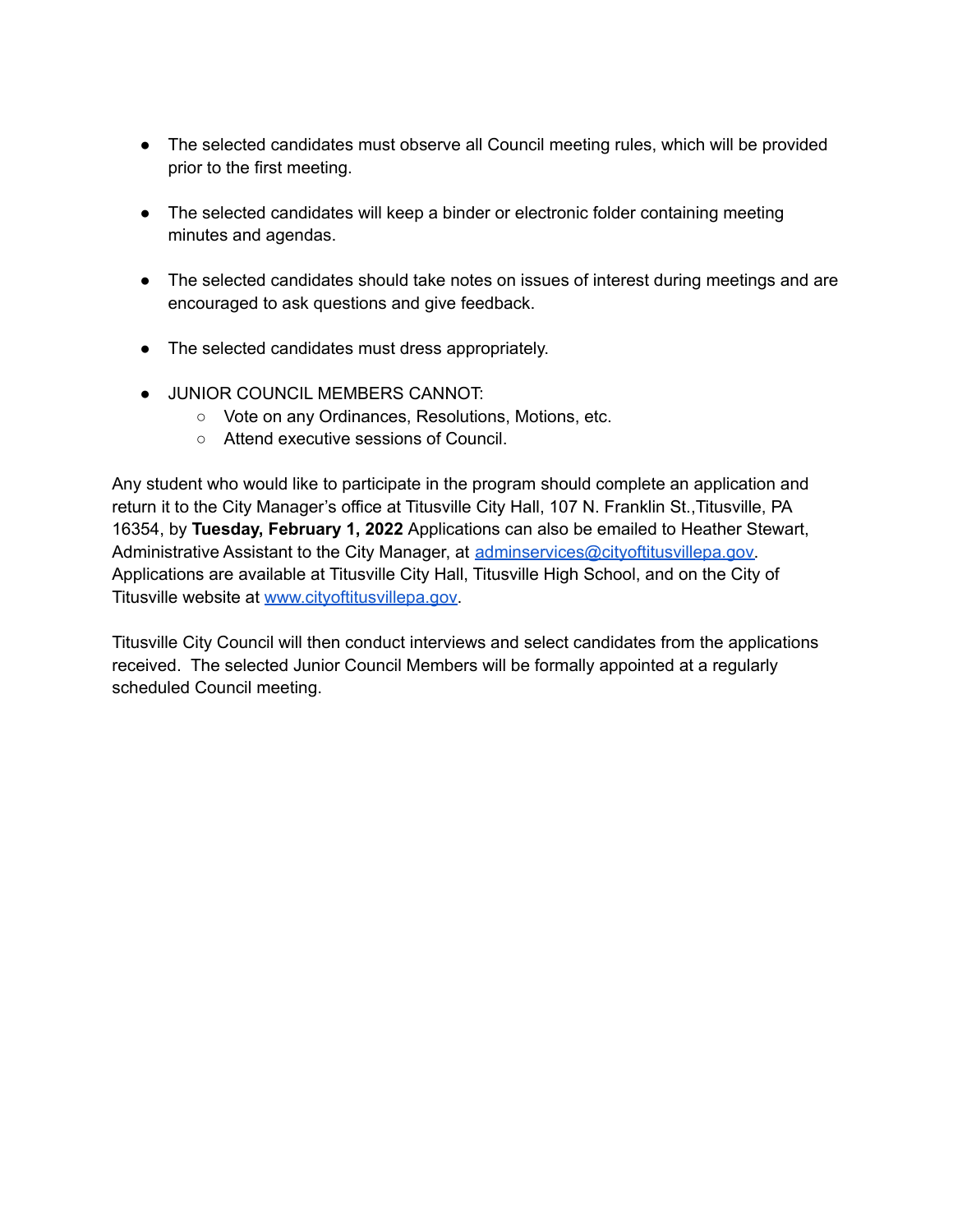- The selected candidates must observe all Council meeting rules, which will be provided prior to the first meeting.

- The selected candidates will keep a binder or electronic folder containing meeting minutes and agendas.

- The selected candidates should take notes on issues of interest during meetings and are encouraged to ask questions and give feedback.

- The selected candidates must dress appropriately.

- JUNIOR COUNCIL MEMBERS CANNOT:
  - Vote on any Ordinances, Resolutions, Motions, etc.
  - Attend executive sessions of Council.

Any student who would like to participate in the program should complete an application and return it to the City Manager's office at Titusville City Hall, 107 N. Franklin St.,Titusville, PA 16354, by **Tuesday, February 1, 2022** Applications can also be emailed to Heather Stewart, Administrative Assistant to the City Manager, at [adminservices@cityoftitusvillepa.gov](mailto:adminservices@cityoftitusvillepa.gov). Applications are available at Titusville City Hall, Titusville High School, and on the City of Titusville website at [www.cityoftitusvillepa.gov](http://www.cityoftitusvillepa.gov).

Titusville City Council will then conduct interviews and select candidates from the applications received. The selected Junior Council Members will be formally appointed at a regularly scheduled Council meeting.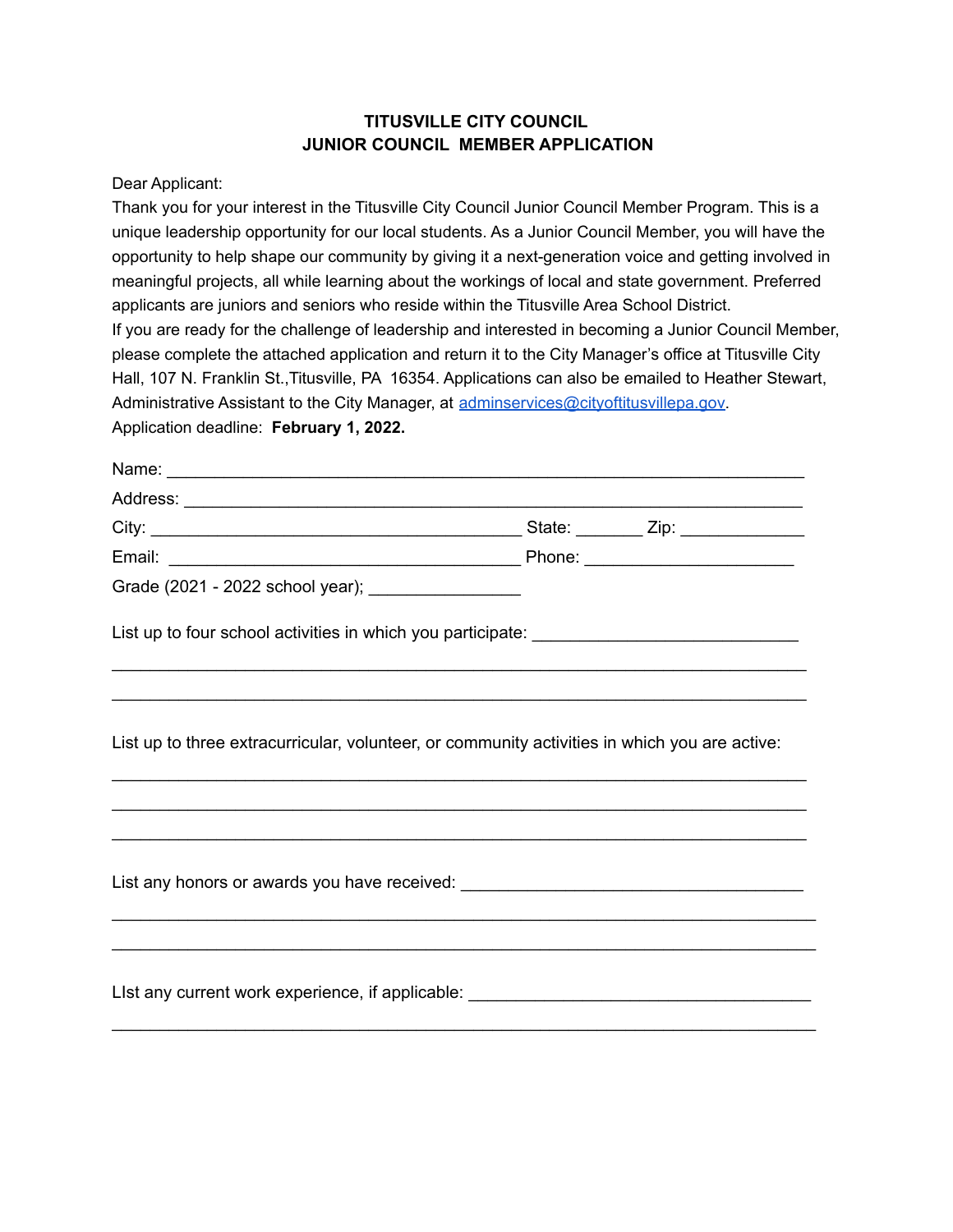**TITUSVILLE CITY COUNCIL**
**JUNIOR COUNCIL MEMBER APPLICATION**

Dear Applicant:

Thank you for your interest in the Titusville City Council Junior Council Member Program. This is a unique leadership opportunity for our local students. As a Junior Council Member, you will have the opportunity to help shape our community by giving it a next-generation voice and getting involved in meaningful projects, all while learning about the workings of local and state government. Preferred applicants are juniors and seniors who reside within the Titusville Area School District.

If you are ready for the challenge of leadership and interested in becoming a Junior Council Member, please complete the attached application and return it to the City Manager's office at Titusville City Hall, 107 N. Franklin St.,Titusville, PA 16354. Applications can also be emailed to Heather Stewart, Administrative Assistant to the City Manager, at adminservices@cityoftitusvillepa.gov.

Application deadline: **February 1, 2022.**

Name: ______________________________________________________________

Address: ____________________________________________________________

City: ________________________________________ State: _______ Zip: _____________

Email: ______________________________________ Phone: ______________________

Grade (2021 - 2022 school year); ________________

List up to four school activities in which you participate: ___________________________

_________________________________________________________________________

_________________________________________________________________________

List up to three extracurricular, volunteer, or community activities in which you are active:

_________________________________________________________________________

_________________________________________________________________________

_________________________________________________________________________

List any honors or awards you have received: ____________________________________

_________________________________________________________________________

_________________________________________________________________________

LIst any current work experience, if applicable: ___________________________________

_________________________________________________________________________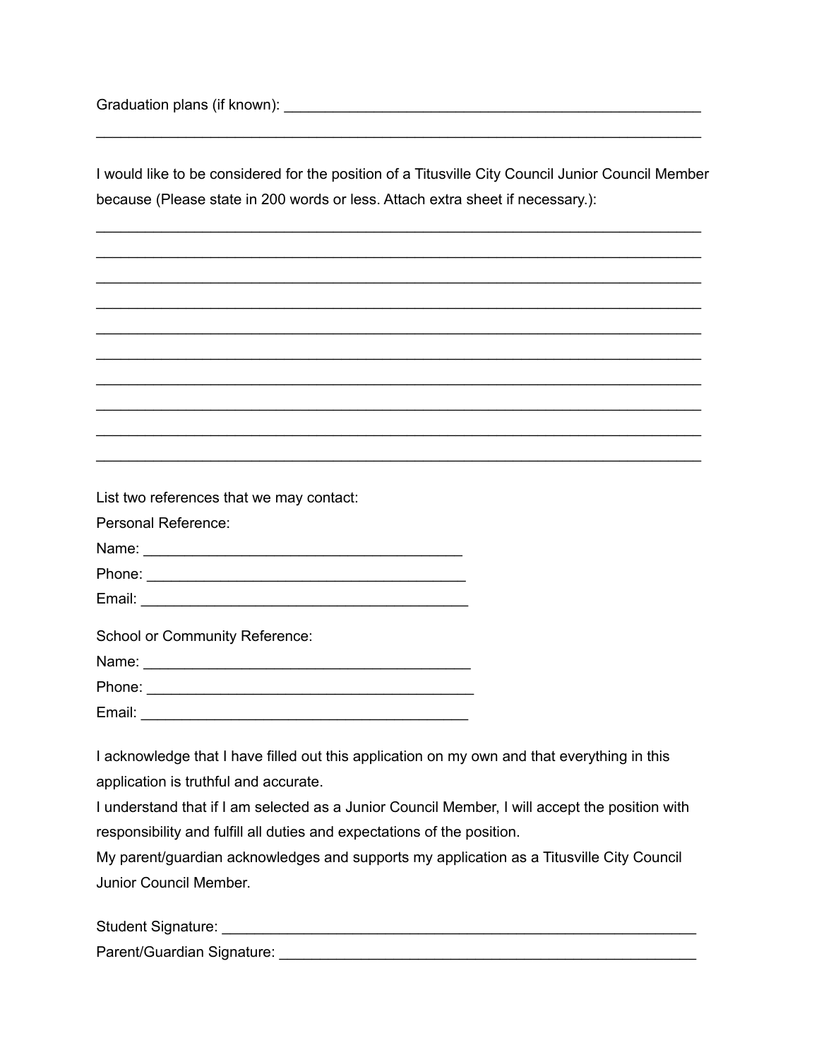Graduation plans (if known): ______________________________________________________

__________________________________________________________________________

I would like to be considered for the position of a Titusville City Council Junior Council Member because (Please state in 200 words or less. Attach extra sheet if necessary.):

__________________________________________________________________________

__________________________________________________________________________

__________________________________________________________________________

__________________________________________________________________________

__________________________________________________________________________

__________________________________________________________________________

__________________________________________________________________________

__________________________________________________________________________

__________________________________________________________________________

__________________________________________________________________________

List two references that we may contact:

Personal Reference:

Name: ________________________________________

Phone: ________________________________________

Email: _________________________________________

School or Community Reference:

Name: __________________________________________

Phone: __________________________________________

Email: _________________________________________

I acknowledge that I have filled out this application on my own and that everything in this application is truthful and accurate.

I understand that if I am selected as a Junior Council Member, I will accept the position with responsibility and fulfill all duties and expectations of the position.

My parent/guardian acknowledges and supports my application as a Titusville City Council Junior Council Member.

Student Signature: ____________________________________________________________

Parent/Guardian Signature: _____________________________________________________